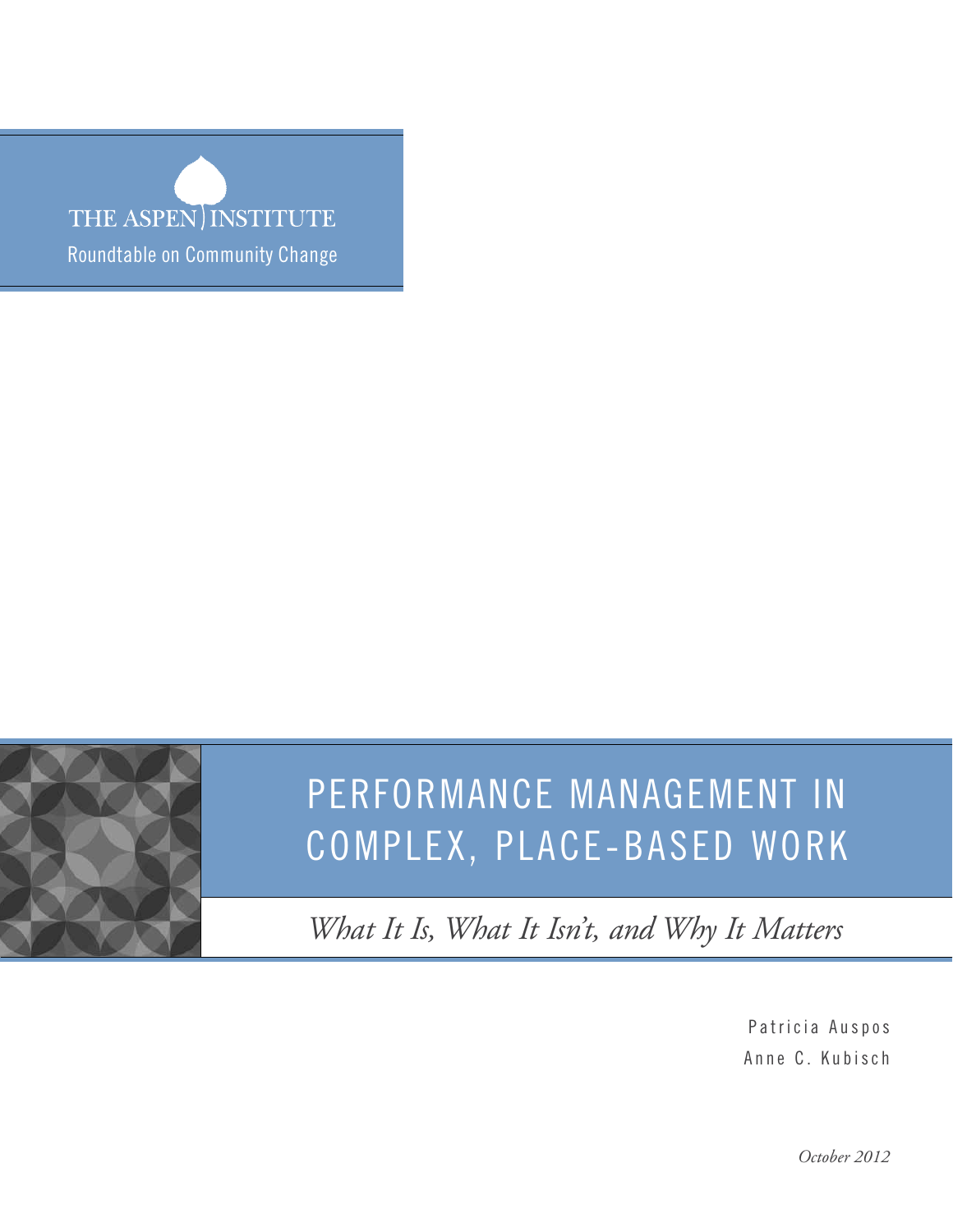THE ASPEN INSTITUTE

Roundtable on Community Change

# PERFORMANCE MANAGEMENT IN COMPLEX, PLACE-BASED WORK

*What It Is, What It Isn't, and Why It Matters*

Patricia Auspos

Anne C. Kubisch

*October 2012*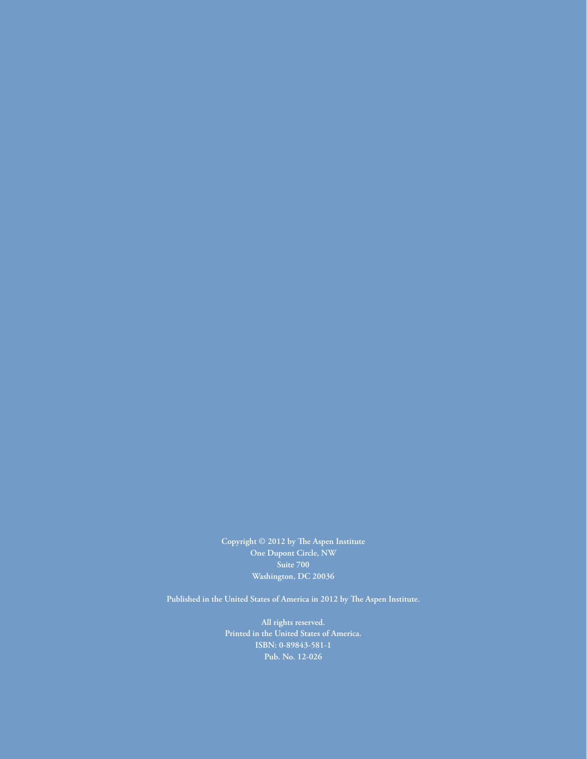Copyright © 2012 by The Aspen Institute
One Dupont Circle, NW
Suite 700
Washington, DC 20036

Published in the United States of America in 2012 by The Aspen Institute.

All rights reserved.
Printed in the United States of America.
ISBN: 0-89843-581-1
Pub. No. 12-026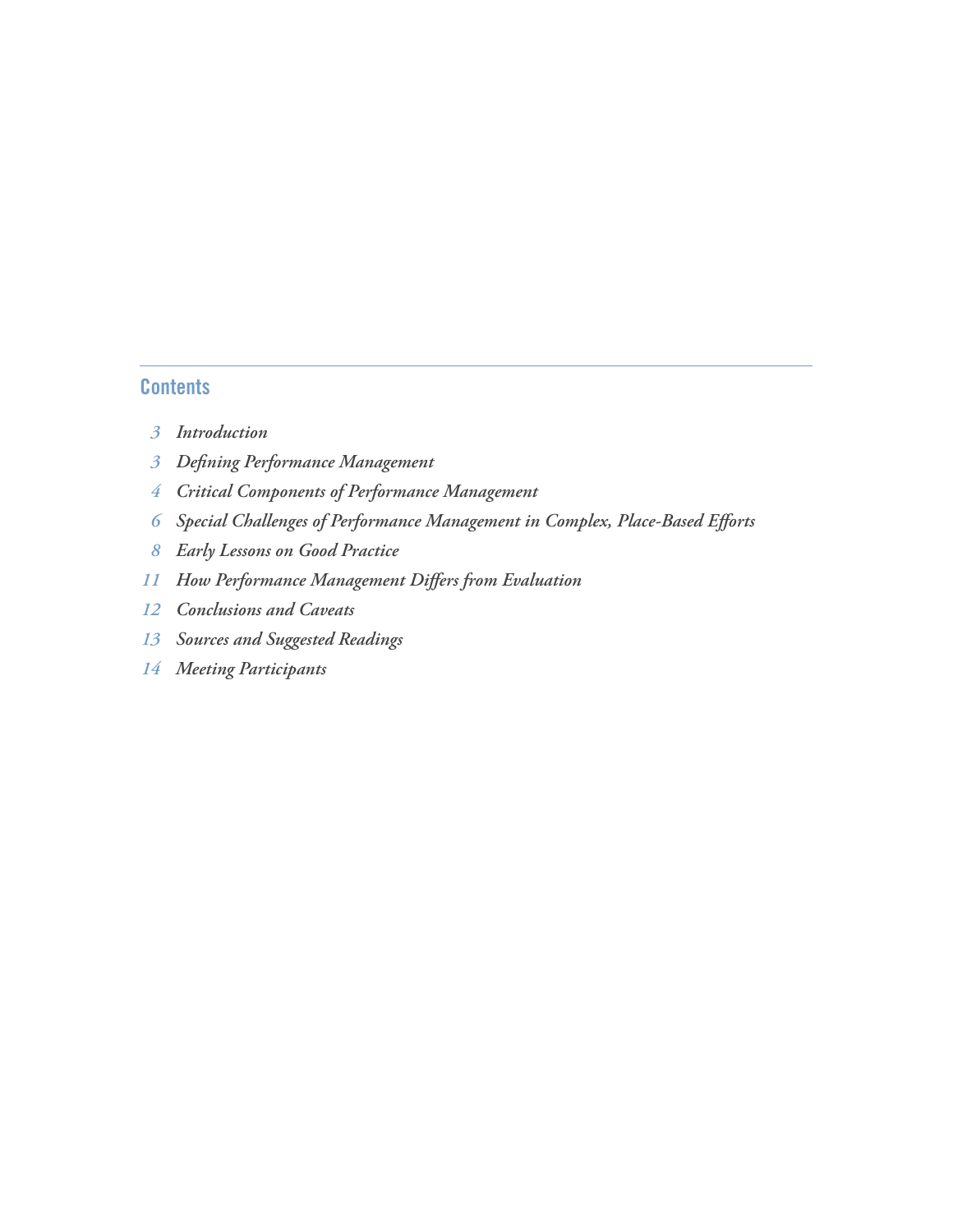## Contents

- 3 *Introduction*
- 3 *Defining Performance Management*
- 4 *Critical Components of Performance Management*
- 6 *Special Challenges of Performance Management in Complex, Place-Based Efforts*
- 8 *Early Lessons on Good Practice*
- 11 *How Performance Management Differs from Evaluation*
- 12 *Conclusions and Caveats*
- 13 *Sources and Suggested Readings*
- 14 *Meeting Participants*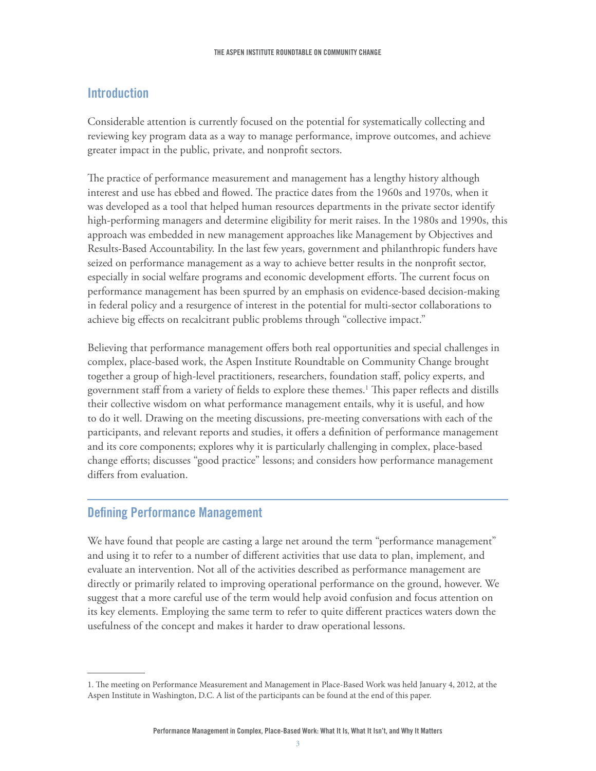## Introduction

Considerable attention is currently focused on the potential for systematically collecting and reviewing key program data as a way to manage performance, improve outcomes, and achieve greater impact in the public, private, and nonprofit sectors.

The practice of performance measurement and management has a lengthy history although interest and use has ebbed and flowed. The practice dates from the 1960s and 1970s, when it was developed as a tool that helped human resources departments in the private sector identify high-performing managers and determine eligibility for merit raises. In the 1980s and 1990s, this approach was embedded in new management approaches like Management by Objectives and Results-Based Accountability. In the last few years, government and philanthropic funders have seized on performance management as a way to achieve better results in the nonprofit sector, especially in social welfare programs and economic development efforts. The current focus on performance management has been spurred by an emphasis on evidence-based decision-making in federal policy and a resurgence of interest in the potential for multi-sector collaborations to achieve big effects on recalcitrant public problems through "collective impact."

Believing that performance management offers both real opportunities and special challenges in complex, place-based work, the Aspen Institute Roundtable on Community Change brought together a group of high-level practitioners, researchers, foundation staff, policy experts, and government staff from a variety of fields to explore these themes.[1] This paper reflects and distills their collective wisdom on what performance management entails, why it is useful, and how to do it well. Drawing on the meeting discussions, pre-meeting conversations with each of the participants, and relevant reports and studies, it offers a definition of performance management and its core components; explores why it is particularly challenging in complex, place-based change efforts; discusses "good practice" lessons; and considers how performance management differs from evaluation.

## Defining Performance Management

We have found that people are casting a large net around the term "performance management" and using it to refer to a number of different activities that use data to plan, implement, and evaluate an intervention. Not all of the activities described as performance management are directly or primarily related to improving operational performance on the ground, however. We suggest that a more careful use of the term would help avoid confusion and focus attention on its key elements. Employing the same term to refer to quite different practices waters down the usefulness of the concept and makes it harder to draw operational lessons.

---

1. The meeting on Performance Measurement and Management in Place-Based Work was held January 4, 2012, at the Aspen Institute in Washington, D.C. A list of the participants can be found at the end of this paper.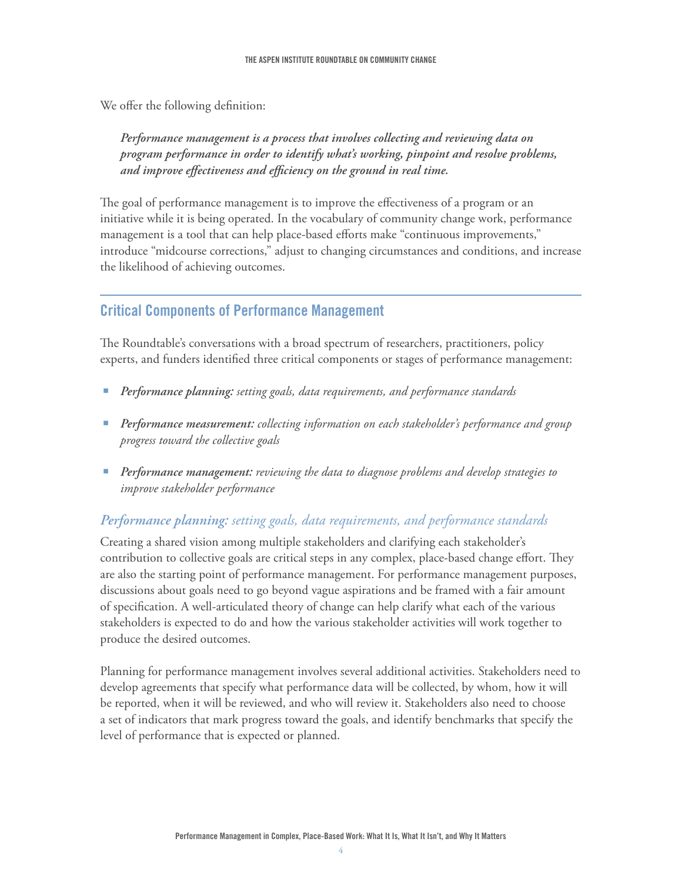We offer the following definition:

> ***Performance management is a process that involves collecting and reviewing data on program performance in order to identify what's working, pinpoint and resolve problems, and improve effectiveness and efficiency on the ground in real time.***

The goal of performance management is to improve the effectiveness of a program or an initiative while it is being operated. In the vocabulary of community change work, performance management is a tool that can help place-based efforts make "continuous improvements," introduce "midcourse corrections," adjust to changing circumstances and conditions, and increase the likelihood of achieving outcomes.

## Critical Components of Performance Management

The Roundtable's conversations with a broad spectrum of researchers, practitioners, policy experts, and funders identified three critical components or stages of performance management:

- ***Performance planning:*** *setting goals, data requirements, and performance standards*
- ***Performance measurement:*** *collecting information on each stakeholder's performance and group progress toward the collective goals*
- ***Performance management:*** *reviewing the data to diagnose problems and develop strategies to improve stakeholder performance*

### *Performance planning: setting goals, data requirements, and performance standards*

Creating a shared vision among multiple stakeholders and clarifying each stakeholder's contribution to collective goals are critical steps in any complex, place-based change effort. They are also the starting point of performance management. For performance management purposes, discussions about goals need to go beyond vague aspirations and be framed with a fair amount of specification. A well-articulated theory of change can help clarify what each of the various stakeholders is expected to do and how the various stakeholder activities will work together to produce the desired outcomes.

Planning for performance management involves several additional activities. Stakeholders need to develop agreements that specify what performance data will be collected, by whom, how it will be reported, when it will be reviewed, and who will review it. Stakeholders also need to choose a set of indicators that mark progress toward the goals, and identify benchmarks that specify the level of performance that is expected or planned.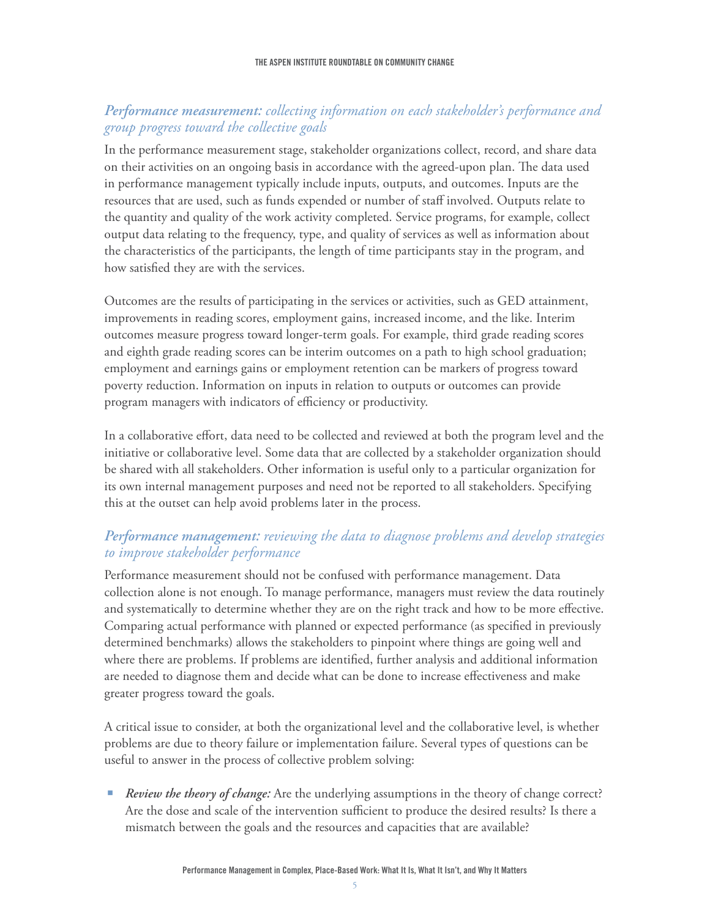### ***Performance measurement:** collecting information on each stakeholder's performance and group progress toward the collective goals*

In the performance measurement stage, stakeholder organizations collect, record, and share data on their activities on an ongoing basis in accordance with the agreed-upon plan. The data used in performance management typically include inputs, outputs, and outcomes. Inputs are the resources that are used, such as funds expended or number of staff involved. Outputs relate to the quantity and quality of the work activity completed. Service programs, for example, collect output data relating to the frequency, type, and quality of services as well as information about the characteristics of the participants, the length of time participants stay in the program, and how satisfied they are with the services.

Outcomes are the results of participating in the services or activities, such as GED attainment, improvements in reading scores, employment gains, increased income, and the like. Interim outcomes measure progress toward longer-term goals. For example, third grade reading scores and eighth grade reading scores can be interim outcomes on a path to high school graduation; employment and earnings gains or employment retention can be markers of progress toward poverty reduction. Information on inputs in relation to outputs or outcomes can provide program managers with indicators of efficiency or productivity.

In a collaborative effort, data need to be collected and reviewed at both the program level and the initiative or collaborative level. Some data that are collected by a stakeholder organization should be shared with all stakeholders. Other information is useful only to a particular organization for its own internal management purposes and need not be reported to all stakeholders. Specifying this at the outset can help avoid problems later in the process.

### ***Performance management:** reviewing the data to diagnose problems and develop strategies to improve stakeholder performance*

Performance measurement should not be confused with performance management. Data collection alone is not enough. To manage performance, managers must review the data routinely and systematically to determine whether they are on the right track and how to be more effective. Comparing actual performance with planned or expected performance (as specified in previously determined benchmarks) allows the stakeholders to pinpoint where things are going well and where there are problems. If problems are identified, further analysis and additional information are needed to diagnose them and decide what can be done to increase effectiveness and make greater progress toward the goals.

A critical issue to consider, at both the organizational level and the collaborative level, is whether problems are due to theory failure or implementation failure. Several types of questions can be useful to answer in the process of collective problem solving:

- ***Review the theory of change:*** Are the underlying assumptions in the theory of change correct? Are the dose and scale of the intervention sufficient to produce the desired results? Is there a mismatch between the goals and the resources and capacities that are available?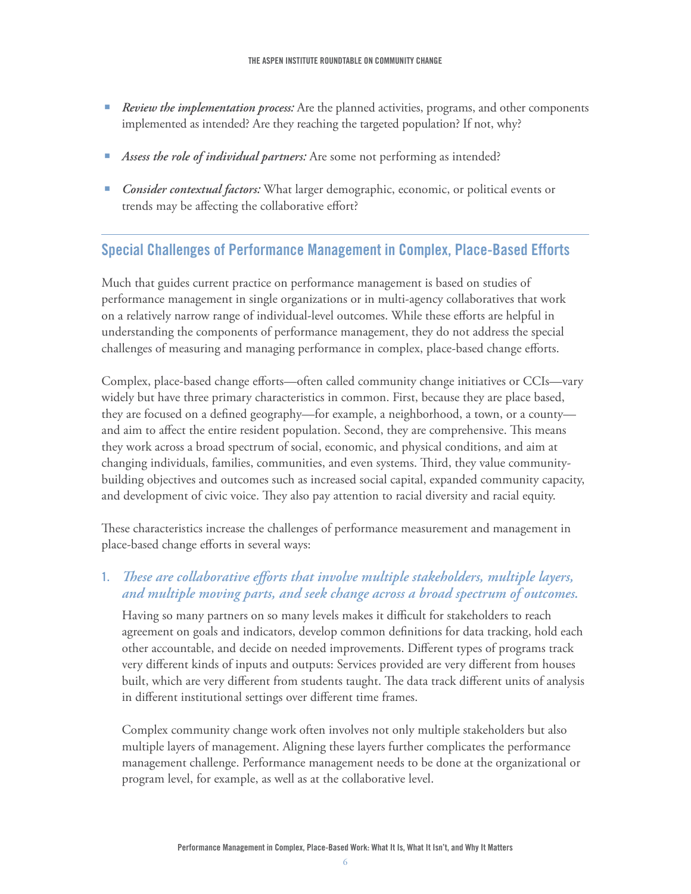- *Review the implementation process:* Are the planned activities, programs, and other components implemented as intended? Are they reaching the targeted population? If not, why?

- *Assess the role of individual partners:* Are some not performing as intended?

- *Consider contextual factors:* What larger demographic, economic, or political events or trends may be affecting the collaborative effort?

## Special Challenges of Performance Management in Complex, Place-Based Efforts

Much that guides current practice on performance management is based on studies of performance management in single organizations or in multi-agency collaboratives that work on a relatively narrow range of individual-level outcomes. While these efforts are helpful in understanding the components of performance management, they do not address the special challenges of measuring and managing performance in complex, place-based change efforts.

Complex, place-based change efforts—often called community change initiatives or CCIs—vary widely but have three primary characteristics in common. First, because they are place based, they are focused on a defined geography—for example, a neighborhood, a town, or a county—and aim to affect the entire resident population. Second, they are comprehensive. This means they work across a broad spectrum of social, economic, and physical conditions, and aim at changing individuals, families, communities, and even systems. Third, they value community-building objectives and outcomes such as increased social capital, expanded community capacity, and development of civic voice. They also pay attention to racial diversity and racial equity.

These characteristics increase the challenges of performance measurement and management in place-based change efforts in several ways:

1. ***These are collaborative efforts that involve multiple stakeholders, multiple layers, and multiple moving parts, and seek change across a broad spectrum of outcomes.***

   Having so many partners on so many levels makes it difficult for stakeholders to reach agreement on goals and indicators, develop common definitions for data tracking, hold each other accountable, and decide on needed improvements. Different types of programs track very different kinds of inputs and outputs: Services provided are very different from houses built, which are very different from students taught. The data track different units of analysis in different institutional settings over different time frames.

   Complex community change work often involves not only multiple stakeholders but also multiple layers of management. Aligning these layers further complicates the performance management challenge. Performance management needs to be done at the organizational or program level, for example, as well as at the collaborative level.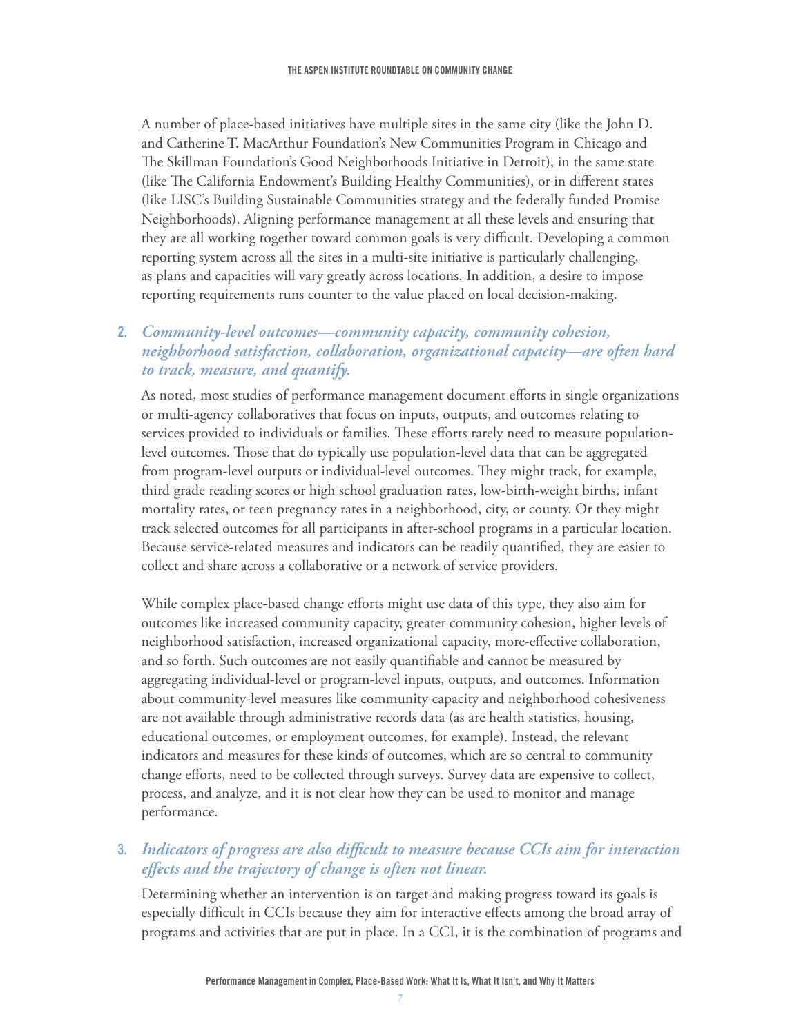A number of place-based initiatives have multiple sites in the same city (like the John D. and Catherine T. MacArthur Foundation's New Communities Program in Chicago and The Skillman Foundation's Good Neighborhoods Initiative in Detroit), in the same state (like The California Endowment's Building Healthy Communities), or in different states (like LISC's Building Sustainable Communities strategy and the federally funded Promise Neighborhoods). Aligning performance management at all these levels and ensuring that they are all working together toward common goals is very difficult. Developing a common reporting system across all the sites in a multi-site initiative is particularly challenging, as plans and capacities will vary greatly across locations. In addition, a desire to impose reporting requirements runs counter to the value placed on local decision-making.

2. ***Community-level outcomes—community capacity, community cohesion, neighborhood satisfaction, collaboration, organizational capacity—are often hard to track, measure, and quantify.***

As noted, most studies of performance management document efforts in single organizations or multi-agency collaboratives that focus on inputs, outputs, and outcomes relating to services provided to individuals or families. These efforts rarely need to measure population-level outcomes. Those that do typically use population-level data that can be aggregated from program-level outputs or individual-level outcomes. They might track, for example, third grade reading scores or high school graduation rates, low-birth-weight births, infant mortality rates, or teen pregnancy rates in a neighborhood, city, or county. Or they might track selected outcomes for all participants in after-school programs in a particular location. Because service-related measures and indicators can be readily quantified, they are easier to collect and share across a collaborative or a network of service providers.

While complex place-based change efforts might use data of this type, they also aim for outcomes like increased community capacity, greater community cohesion, higher levels of neighborhood satisfaction, increased organizational capacity, more-effective collaboration, and so forth. Such outcomes are not easily quantifiable and cannot be measured by aggregating individual-level or program-level inputs, outputs, and outcomes. Information about community-level measures like community capacity and neighborhood cohesiveness are not available through administrative records data (as are health statistics, housing, educational outcomes, or employment outcomes, for example). Instead, the relevant indicators and measures for these kinds of outcomes, which are so central to community change efforts, need to be collected through surveys. Survey data are expensive to collect, process, and analyze, and it is not clear how they can be used to monitor and manage performance.

3. ***Indicators of progress are also difficult to measure because CCIs aim for interaction effects and the trajectory of change is often not linear.***

Determining whether an intervention is on target and making progress toward its goals is especially difficult in CCIs because they aim for interactive effects among the broad array of programs and activities that are put in place. In a CCI, it is the combination of programs and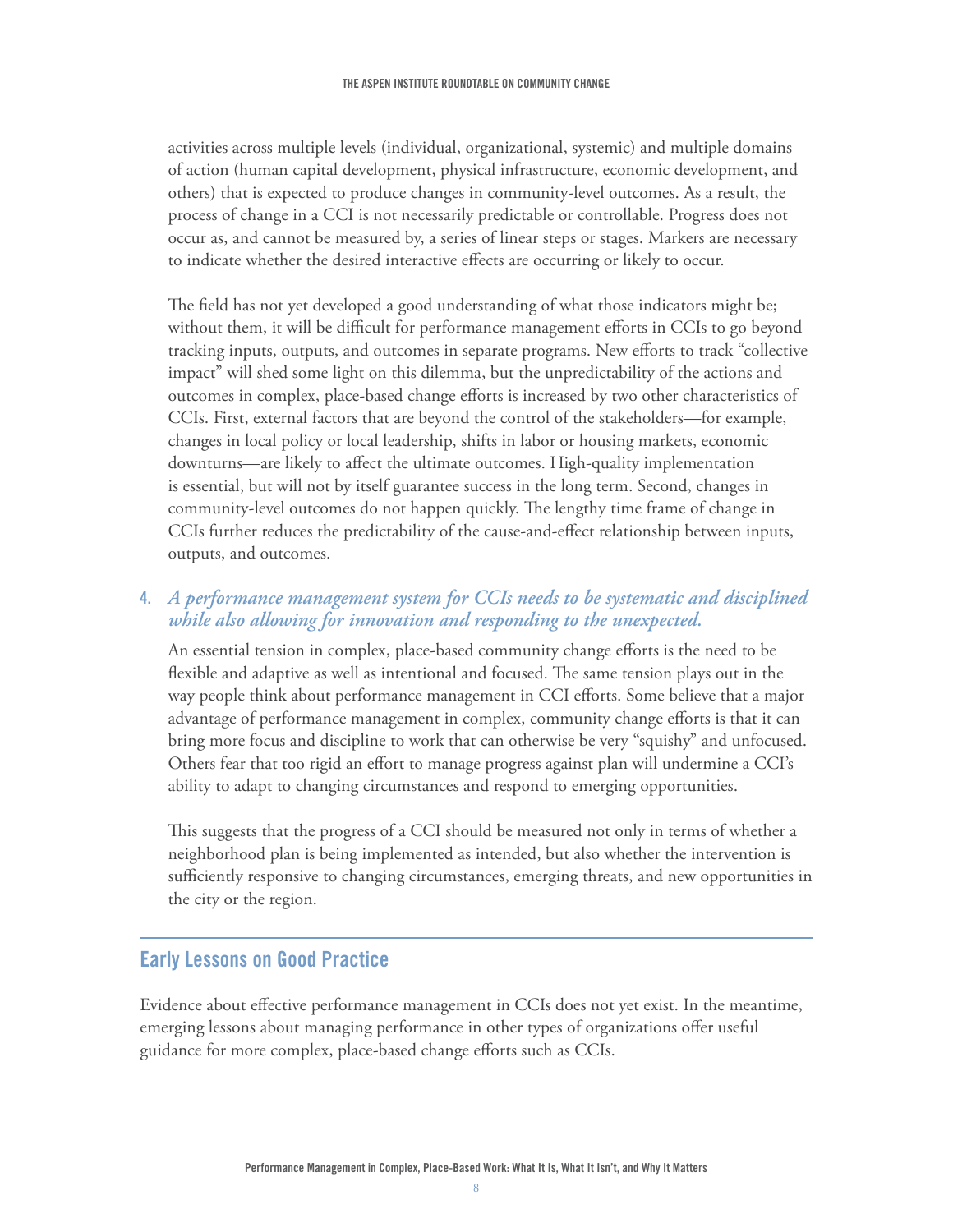activities across multiple levels (individual, organizational, systemic) and multiple domains of action (human capital development, physical infrastructure, economic development, and others) that is expected to produce changes in community-level outcomes. As a result, the process of change in a CCI is not necessarily predictable or controllable. Progress does not occur as, and cannot be measured by, a series of linear steps or stages. Markers are necessary to indicate whether the desired interactive effects are occurring or likely to occur.

The field has not yet developed a good understanding of what those indicators might be; without them, it will be difficult for performance management efforts in CCIs to go beyond tracking inputs, outputs, and outcomes in separate programs. New efforts to track "collective impact" will shed some light on this dilemma, but the unpredictability of the actions and outcomes in complex, place-based change efforts is increased by two other characteristics of CCIs. First, external factors that are beyond the control of the stakeholders—for example, changes in local policy or local leadership, shifts in labor or housing markets, economic downturns—are likely to affect the ultimate outcomes. High-quality implementation is essential, but will not by itself guarantee success in the long term. Second, changes in community-level outcomes do not happen quickly. The lengthy time frame of change in CCIs further reduces the predictability of the cause-and-effect relationship between inputs, outputs, and outcomes.

4. ***A performance management system for CCIs needs to be systematic and disciplined while also allowing for innovation and responding to the unexpected.***

   An essential tension in complex, place-based community change efforts is the need to be flexible and adaptive as well as intentional and focused. The same tension plays out in the way people think about performance management in CCI efforts. Some believe that a major advantage of performance management in complex, community change efforts is that it can bring more focus and discipline to work that can otherwise be very "squishy" and unfocused. Others fear that too rigid an effort to manage progress against plan will undermine a CCI's ability to adapt to changing circumstances and respond to emerging opportunities.

   This suggests that the progress of a CCI should be measured not only in terms of whether a neighborhood plan is being implemented as intended, but also whether the intervention is sufficiently responsive to changing circumstances, emerging threats, and new opportunities in the city or the region.

## Early Lessons on Good Practice

Evidence about effective performance management in CCIs does not yet exist. In the meantime, emerging lessons about managing performance in other types of organizations offer useful guidance for more complex, place-based change efforts such as CCIs.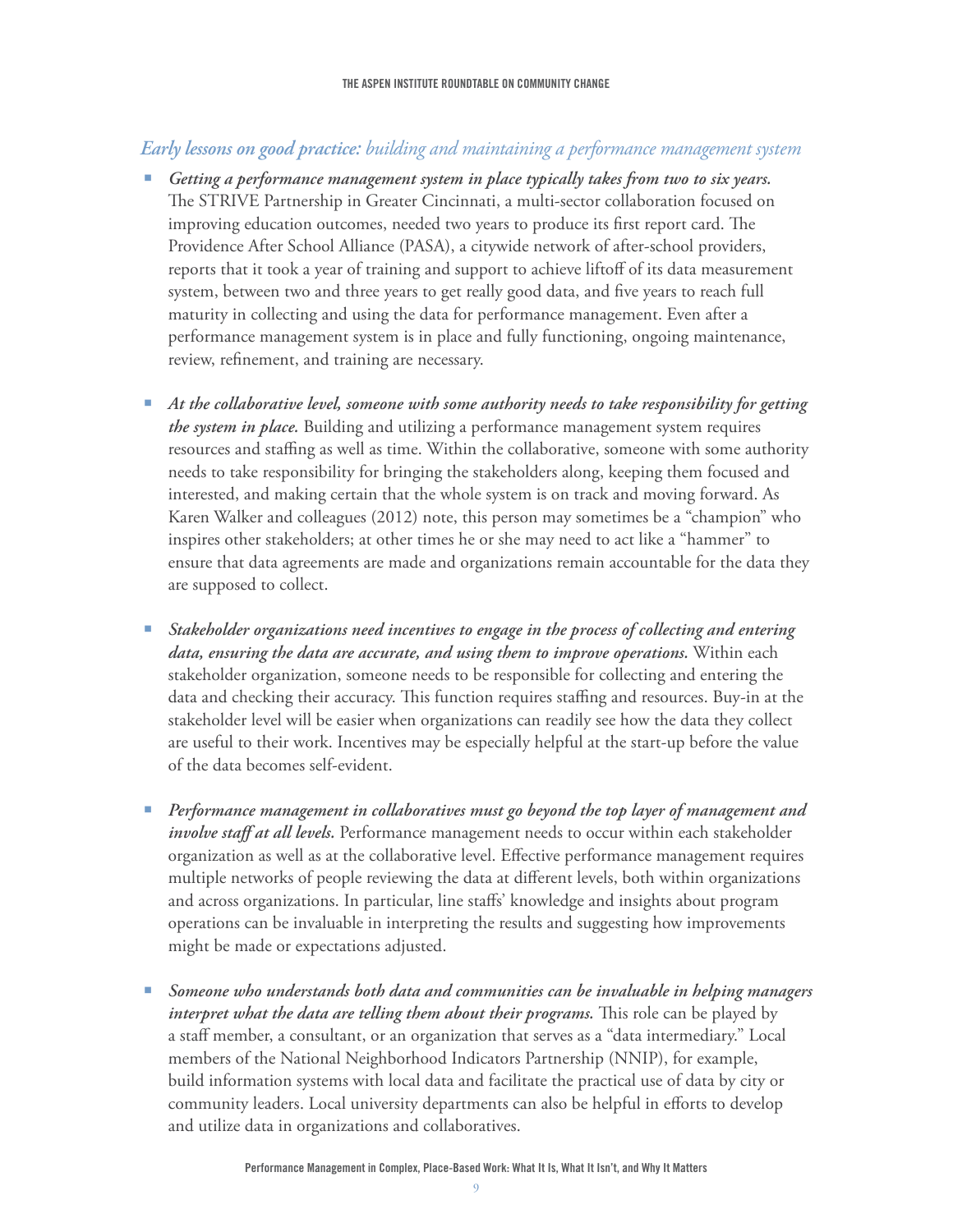### *Early lessons on good practice: building and maintaining a performance management system*

- ***Getting a performance management system in place typically takes from two to six years.*** The STRIVE Partnership in Greater Cincinnati, a multi-sector collaboration focused on improving education outcomes, needed two years to produce its first report card. The Providence After School Alliance (PASA), a citywide network of after-school providers, reports that it took a year of training and support to achieve liftoff of its data measurement system, between two and three years to get really good data, and five years to reach full maturity in collecting and using the data for performance management. Even after a performance management system is in place and fully functioning, ongoing maintenance, review, refinement, and training are necessary.

- ***At the collaborative level, someone with some authority needs to take responsibility for getting the system in place.*** Building and utilizing a performance management system requires resources and staffing as well as time. Within the collaborative, someone with some authority needs to take responsibility for bringing the stakeholders along, keeping them focused and interested, and making certain that the whole system is on track and moving forward. As Karen Walker and colleagues (2012) note, this person may sometimes be a "champion" who inspires other stakeholders; at other times he or she may need to act like a "hammer" to ensure that data agreements are made and organizations remain accountable for the data they are supposed to collect.

- ***Stakeholder organizations need incentives to engage in the process of collecting and entering data, ensuring the data are accurate, and using them to improve operations.*** Within each stakeholder organization, someone needs to be responsible for collecting and entering the data and checking their accuracy. This function requires staffing and resources. Buy-in at the stakeholder level will be easier when organizations can readily see how the data they collect are useful to their work. Incentives may be especially helpful at the start-up before the value of the data becomes self-evident.

- ***Performance management in collaboratives must go beyond the top layer of management and involve staff at all levels.*** Performance management needs to occur within each stakeholder organization as well as at the collaborative level. Effective performance management requires multiple networks of people reviewing the data at different levels, both within organizations and across organizations. In particular, line staffs' knowledge and insights about program operations can be invaluable in interpreting the results and suggesting how improvements might be made or expectations adjusted.

- ***Someone who understands both data and communities can be invaluable in helping managers interpret what the data are telling them about their programs.*** This role can be played by a staff member, a consultant, or an organization that serves as a "data intermediary." Local members of the National Neighborhood Indicators Partnership (NNIP), for example, build information systems with local data and facilitate the practical use of data by city or community leaders. Local university departments can also be helpful in efforts to develop and utilize data in organizations and collaboratives.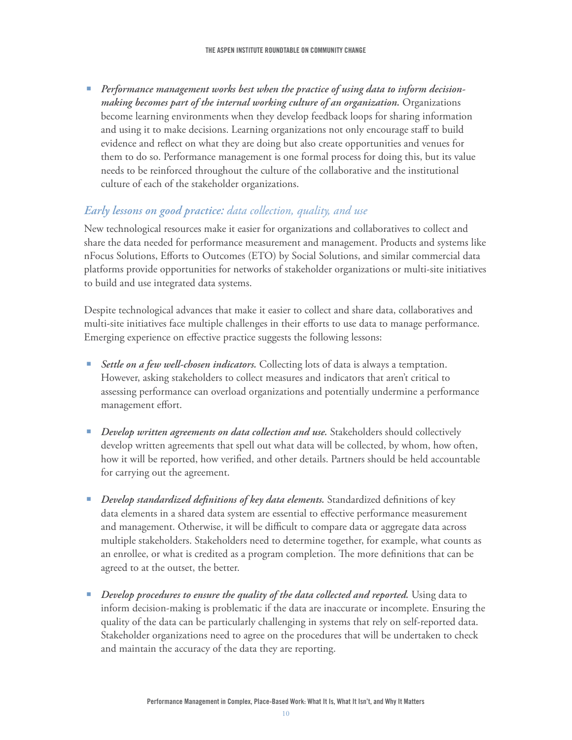- ***Performance management works best when the practice of using data to inform decision-making becomes part of the internal working culture of an organization.*** Organizations become learning environments when they develop feedback loops for sharing information and using it to make decisions. Learning organizations not only encourage staff to build evidence and reflect on what they are doing but also create opportunities and venues for them to do so. Performance management is one formal process for doing this, but its value needs to be reinforced throughout the culture of the collaborative and the institutional culture of each of the stakeholder organizations.

### *Early lessons on good practice: data collection, quality, and use*

New technological resources make it easier for organizations and collaboratives to collect and share the data needed for performance measurement and management. Products and systems like nFocus Solutions, Efforts to Outcomes (ETO) by Social Solutions, and similar commercial data platforms provide opportunities for networks of stakeholder organizations or multi-site initiatives to build and use integrated data systems.

Despite technological advances that make it easier to collect and share data, collaboratives and multi-site initiatives face multiple challenges in their efforts to use data to manage performance. Emerging experience on effective practice suggests the following lessons:

- ***Settle on a few well-chosen indicators.*** Collecting lots of data is always a temptation. However, asking stakeholders to collect measures and indicators that aren't critical to assessing performance can overload organizations and potentially undermine a performance management effort.

- ***Develop written agreements on data collection and use.*** Stakeholders should collectively develop written agreements that spell out what data will be collected, by whom, how often, how it will be reported, how verified, and other details. Partners should be held accountable for carrying out the agreement.

- ***Develop standardized definitions of key data elements.*** Standardized definitions of key data elements in a shared data system are essential to effective performance measurement and management. Otherwise, it will be difficult to compare data or aggregate data across multiple stakeholders. Stakeholders need to determine together, for example, what counts as an enrollee, or what is credited as a program completion. The more definitions that can be agreed to at the outset, the better.

- ***Develop procedures to ensure the quality of the data collected and reported.*** Using data to inform decision-making is problematic if the data are inaccurate or incomplete. Ensuring the quality of the data can be particularly challenging in systems that rely on self-reported data. Stakeholder organizations need to agree on the procedures that will be undertaken to check and maintain the accuracy of the data they are reporting.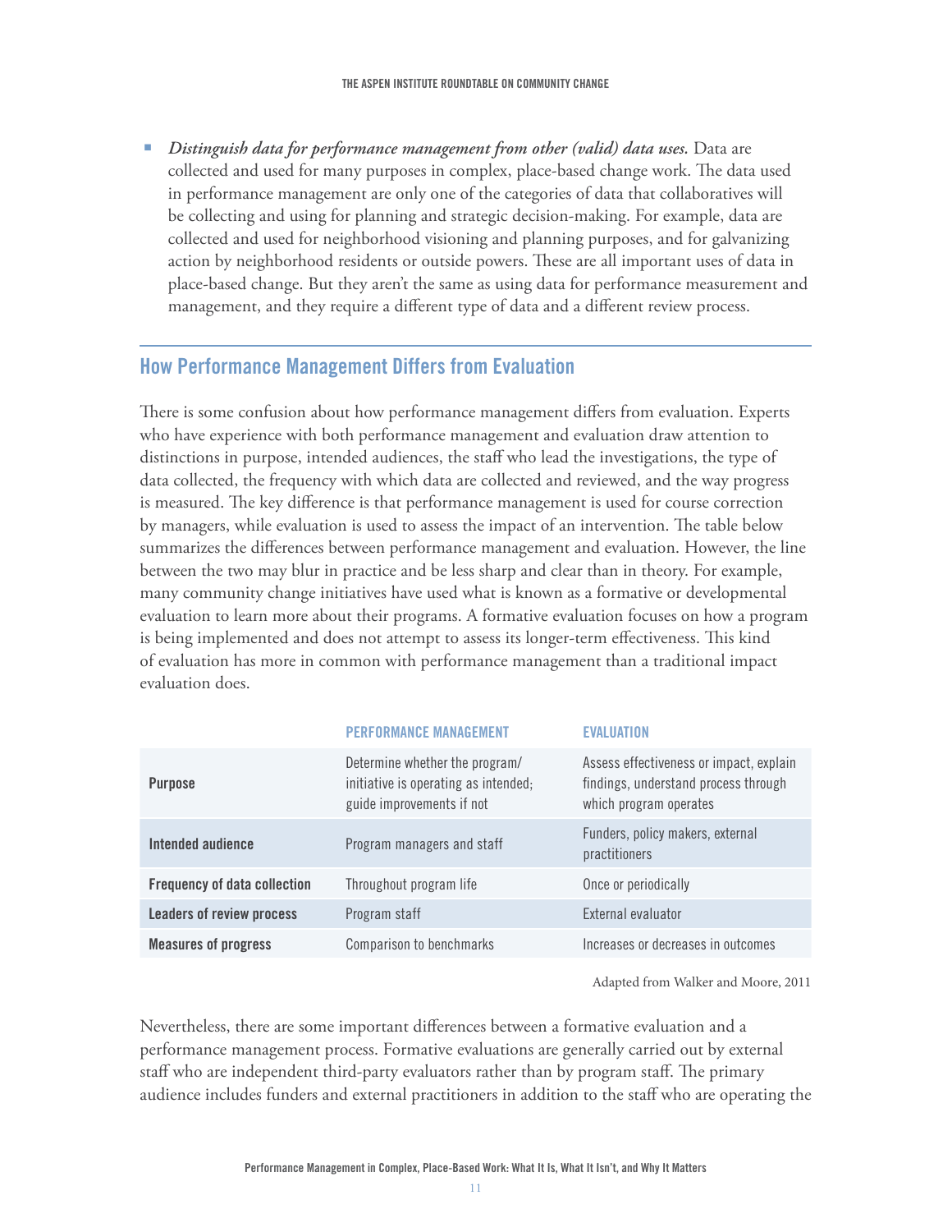- *Distinguish data for performance management from other (valid) data uses.* Data are collected and used for many purposes in complex, place-based change work. The data used in performance management are only one of the categories of data that collaboratives will be collecting and using for planning and strategic decision-making. For example, data are collected and used for neighborhood visioning and planning purposes, and for galvanizing action by neighborhood residents or outside powers. These are all important uses of data in place-based change. But they aren't the same as using data for performance measurement and management, and they require a different type of data and a different review process.

## How Performance Management Differs from Evaluation

There is some confusion about how performance management differs from evaluation. Experts who have experience with both performance management and evaluation draw attention to distinctions in purpose, intended audiences, the staff who lead the investigations, the type of data collected, the frequency with which data are collected and reviewed, and the way progress is measured. The key difference is that performance management is used for course correction by managers, while evaluation is used to assess the impact of an intervention. The table below summarizes the differences between performance management and evaluation. However, the line between the two may blur in practice and be less sharp and clear than in theory. For example, many community change initiatives have used what is known as a formative or developmental evaluation to learn more about their programs. A formative evaluation focuses on how a program is being implemented and does not attempt to assess its longer-term effectiveness. This kind of evaluation has more in common with performance management than a traditional impact evaluation does.

| | PERFORMANCE MANAGEMENT | EVALUATION |
|---|---|---|
| **Purpose** | Determine whether the program/initiative is operating as intended; guide improvements if not | Assess effectiveness or impact, explain findings, understand process through which program operates |
| **Intended audience** | Program managers and staff | Funders, policy makers, external practitioners |
| **Frequency of data collection** | Throughout program life | Once or periodically |
| **Leaders of review process** | Program staff | External evaluator |
| **Measures of progress** | Comparison to benchmarks | Increases or decreases in outcomes |

Adapted from Walker and Moore, 2011

Nevertheless, there are some important differences between a formative evaluation and a performance management process. Formative evaluations are generally carried out by external staff who are independent third-party evaluators rather than by program staff. The primary audience includes funders and external practitioners in addition to the staff who are operating the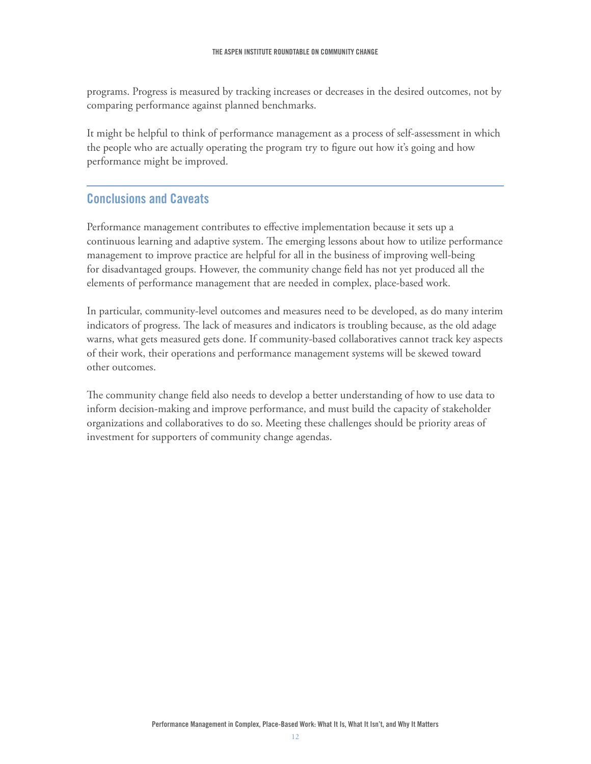programs. Progress is measured by tracking increases or decreases in the desired outcomes, not by comparing performance against planned benchmarks.

It might be helpful to think of performance management as a process of self-assessment in which the people who are actually operating the program try to figure out how it's going and how performance might be improved.

## Conclusions and Caveats

Performance management contributes to effective implementation because it sets up a continuous learning and adaptive system. The emerging lessons about how to utilize performance management to improve practice are helpful for all in the business of improving well-being for disadvantaged groups. However, the community change field has not yet produced all the elements of performance management that are needed in complex, place-based work.

In particular, community-level outcomes and measures need to be developed, as do many interim indicators of progress. The lack of measures and indicators is troubling because, as the old adage warns, what gets measured gets done. If community-based collaboratives cannot track key aspects of their work, their operations and performance management systems will be skewed toward other outcomes.

The community change field also needs to develop a better understanding of how to use data to inform decision-making and improve performance, and must build the capacity of stakeholder organizations and collaboratives to do so. Meeting these challenges should be priority areas of investment for supporters of community change agendas.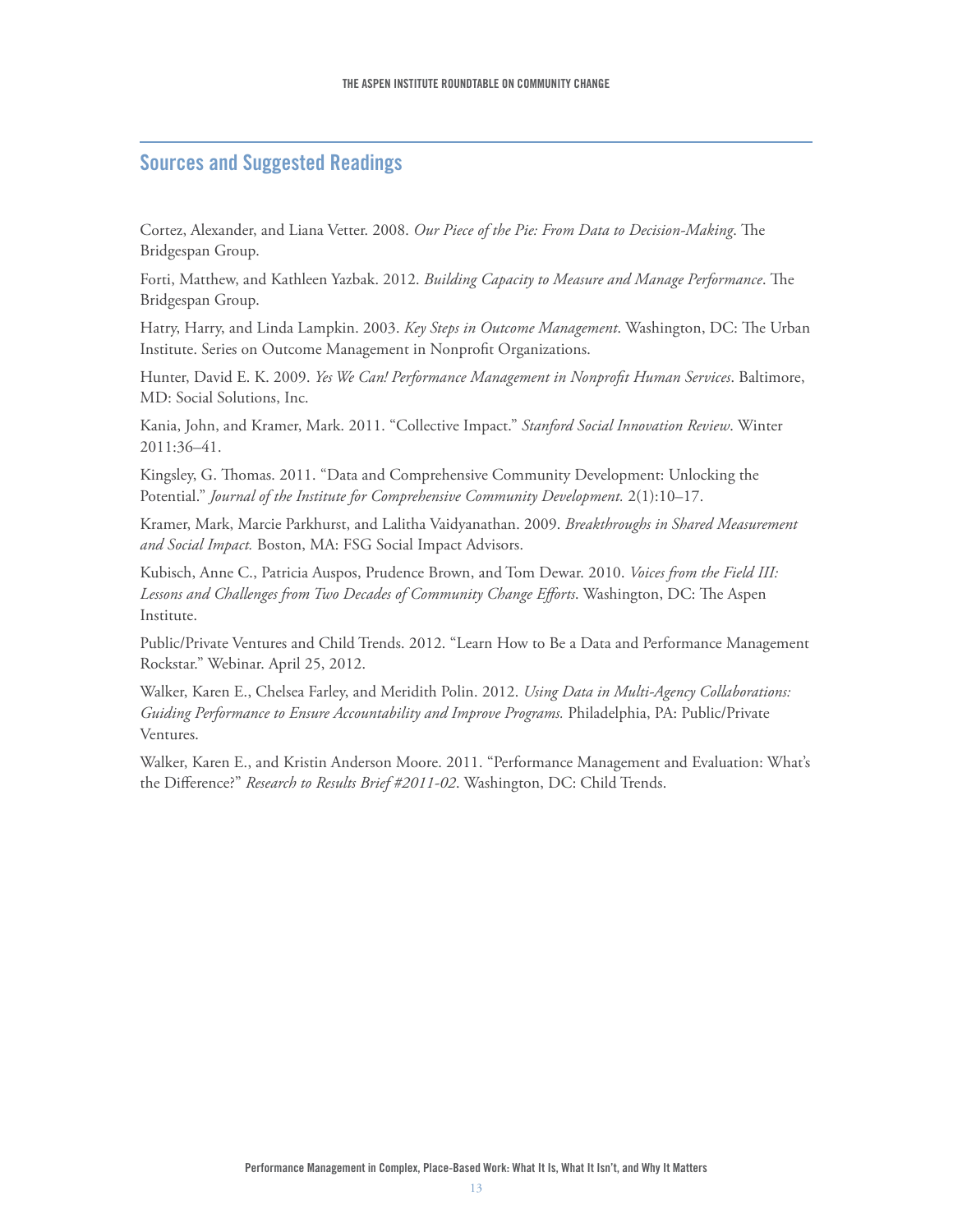## Sources and Suggested Readings

Cortez, Alexander, and Liana Vetter. 2008. *Our Piece of the Pie: From Data to Decision-Making*. The Bridgespan Group.

Forti, Matthew, and Kathleen Yazbak. 2012. *Building Capacity to Measure and Manage Performance*. The Bridgespan Group.

Hatry, Harry, and Linda Lampkin. 2003. *Key Steps in Outcome Management*. Washington, DC: The Urban Institute. Series on Outcome Management in Nonprofit Organizations.

Hunter, David E. K. 2009. *Yes We Can! Performance Management in Nonprofit Human Services*. Baltimore, MD: Social Solutions, Inc.

Kania, John, and Kramer, Mark. 2011. "Collective Impact." *Stanford Social Innovation Review*. Winter 2011:36–41.

Kingsley, G. Thomas. 2011. "Data and Comprehensive Community Development: Unlocking the Potential." *Journal of the Institute for Comprehensive Community Development.* 2(1):10–17.

Kramer, Mark, Marcie Parkhurst, and Lalitha Vaidyanathan. 2009. *Breakthroughs in Shared Measurement and Social Impact.* Boston, MA: FSG Social Impact Advisors.

Kubisch, Anne C., Patricia Auspos, Prudence Brown, and Tom Dewar. 2010. *Voices from the Field III: Lessons and Challenges from Two Decades of Community Change Efforts*. Washington, DC: The Aspen Institute.

Public/Private Ventures and Child Trends. 2012. "Learn How to Be a Data and Performance Management Rockstar." Webinar. April 25, 2012.

Walker, Karen E., Chelsea Farley, and Meridith Polin. 2012. *Using Data in Multi-Agency Collaborations: Guiding Performance to Ensure Accountability and Improve Programs.* Philadelphia, PA: Public/Private Ventures.

Walker, Karen E., and Kristin Anderson Moore. 2011. "Performance Management and Evaluation: What's the Difference?" *Research to Results Brief #2011-02*. Washington, DC: Child Trends.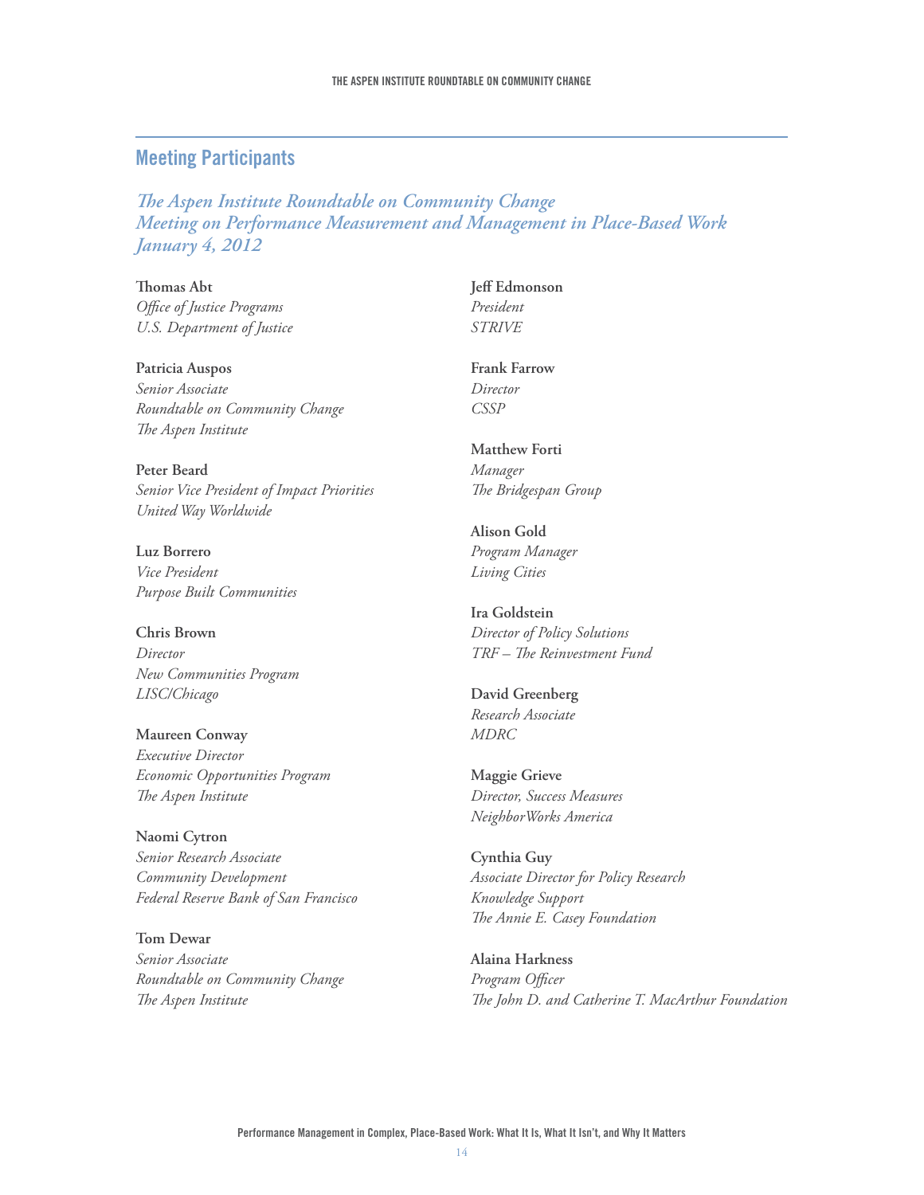## Meeting Participants

*The Aspen Institute Roundtable on Community Change*
*Meeting on Performance Measurement and Management in Place-Based Work*
*January 4, 2012*

**Thomas Abt**
*Office of Justice Programs*
*U.S. Department of Justice*

**Patricia Auspos**
*Senior Associate*
*Roundtable on Community Change*
*The Aspen Institute*

**Peter Beard**
*Senior Vice President of Impact Priorities*
*United Way Worldwide*

**Luz Borrero**
*Vice President*
*Purpose Built Communities*

**Chris Brown**
*Director*
*New Communities Program*
*LISC/Chicago*

**Maureen Conway**
*Executive Director*
*Economic Opportunities Program*
*The Aspen Institute*

**Naomi Cytron**
*Senior Research Associate*
*Community Development*
*Federal Reserve Bank of San Francisco*

**Tom Dewar**
*Senior Associate*
*Roundtable on Community Change*
*The Aspen Institute*

**Jeff Edmonson**
*President*
*STRIVE*

**Frank Farrow**
*Director*
*CSSP*

**Matthew Forti**
*Manager*
*The Bridgespan Group*

**Alison Gold**
*Program Manager*
*Living Cities*

**Ira Goldstein**
*Director of Policy Solutions*
*TRF – The Reinvestment Fund*

**David Greenberg**
*Research Associate*
*MDRC*

**Maggie Grieve**
*Director, Success Measures*
*NeighborWorks America*

**Cynthia Guy**
*Associate Director for Policy Research*
*Knowledge Support*
*The Annie E. Casey Foundation*

**Alaina Harkness**
*Program Officer*
*The John D. and Catherine T. MacArthur Foundation*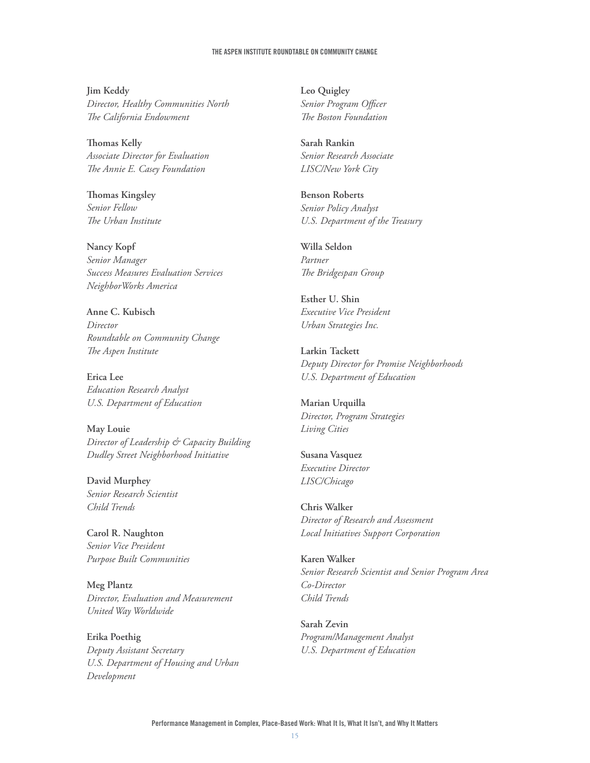**Jim Keddy**
*Director, Healthy Communities North*
*The California Endowment*

**Thomas Kelly**
*Associate Director for Evaluation*
*The Annie E. Casey Foundation*

**Thomas Kingsley**
*Senior Fellow*
*The Urban Institute*

**Nancy Kopf**
*Senior Manager*
*Success Measures Evaluation Services*
*NeighborWorks America*

**Anne C. Kubisch**
*Director*
*Roundtable on Community Change*
*The Aspen Institute*

**Erica Lee**
*Education Research Analyst*
*U.S. Department of Education*

**May Louie**
*Director of Leadership & Capacity Building*
*Dudley Street Neighborhood Initiative*

**David Murphey**
*Senior Research Scientist*
*Child Trends*

**Carol R. Naughton**
*Senior Vice President*
*Purpose Built Communities*

**Meg Plantz**
*Director, Evaluation and Measurement*
*United Way Worldwide*

**Erika Poethig**
*Deputy Assistant Secretary*
*U.S. Department of Housing and Urban Development*

**Leo Quigley**
*Senior Program Officer*
*The Boston Foundation*

**Sarah Rankin**
*Senior Research Associate*
*LISC/New York City*

**Benson Roberts**
*Senior Policy Analyst*
*U.S. Department of the Treasury*

**Willa Seldon**
*Partner*
*The Bridgespan Group*

**Esther U. Shin**
*Executive Vice President*
*Urban Strategies Inc.*

**Larkin Tackett**
*Deputy Director for Promise Neighborhoods*
*U.S. Department of Education*

**Marian Urquilla**
*Director, Program Strategies*
*Living Cities*

**Susana Vasquez**
*Executive Director*
*LISC/Chicago*

**Chris Walker**
*Director of Research and Assessment*
*Local Initiatives Support Corporation*

**Karen Walker**
*Senior Research Scientist and Senior Program Area Co-Director*
*Child Trends*

**Sarah Zevin**
*Program/Management Analyst*
*U.S. Department of Education*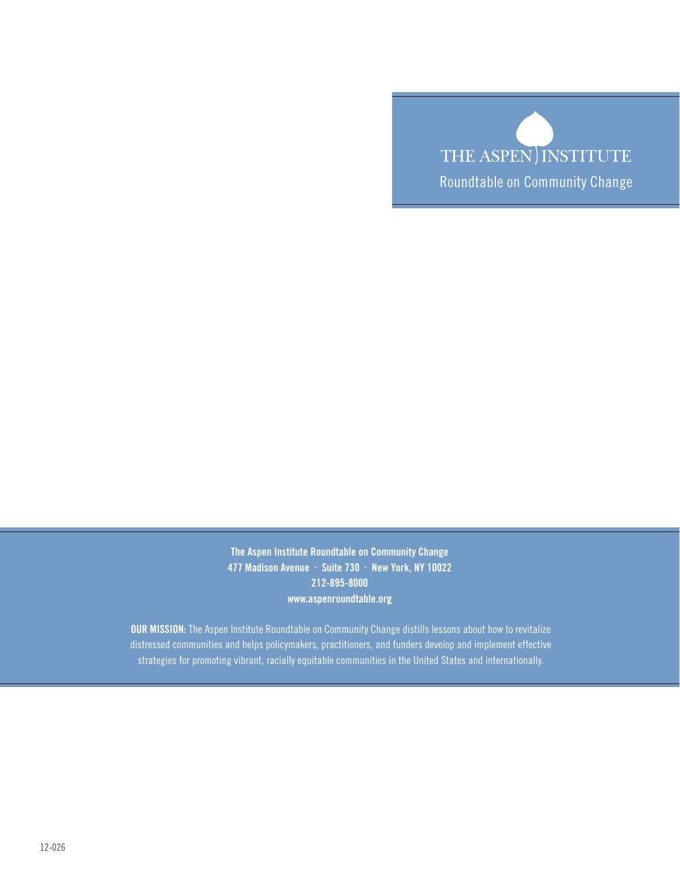THE ASPEN INSTITUTE

Roundtable on Community Change

**The Aspen Institute Roundtable on Community Change**
**477 Madison Avenue · Suite 730 · New York, NY 10022**
**212-895-8000**
**www.aspenroundtable.org**

**OUR MISSION:** The Aspen Institute Roundtable on Community Change distills lessons about how to revitalize distressed communities and helps policymakers, practitioners, and funders develop and implement effective strategies for promoting vibrant, racially equitable communities in the United States and internationally.

12-026